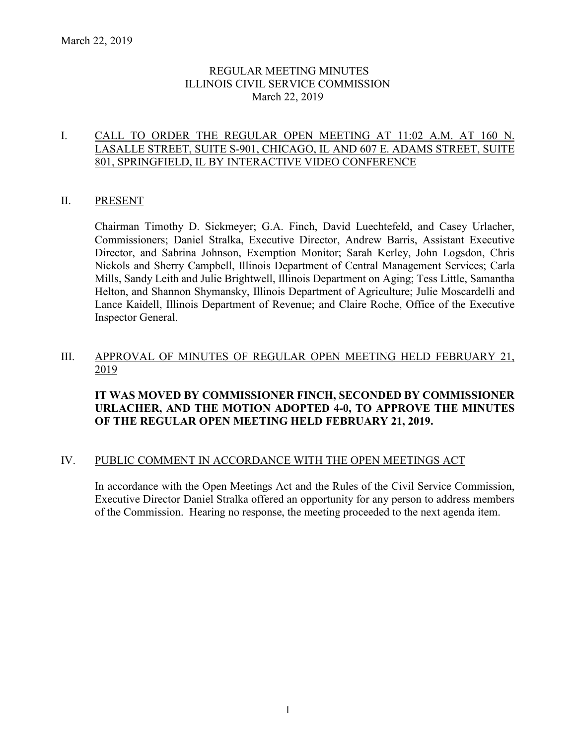March 22, 2019

# REGULAR MEETING MINUTES
# ILLINOIS CIVIL SERVICE COMMISSION
March 22, 2019

## I. CALL TO ORDER THE REGULAR OPEN MEETING AT 11:02 A.M. AT 160 N. LASALLE STREET, SUITE S-901, CHICAGO, IL AND 607 E. ADAMS STREET, SUITE 801, SPRINGFIELD, IL BY INTERACTIVE VIDEO CONFERENCE

## II. PRESENT

Chairman Timothy D. Sickmeyer; G.A. Finch, David Luechtefeld, and Casey Urlacher, Commissioners; Daniel Stralka, Executive Director, Andrew Barris, Assistant Executive Director, and Sabrina Johnson, Exemption Monitor; Sarah Kerley, John Logsdon, Chris Nickols and Sherry Campbell, Illinois Department of Central Management Services; Carla Mills, Sandy Leith and Julie Brightwell, Illinois Department on Aging; Tess Little, Samantha Helton, and Shannon Shymansky, Illinois Department of Agriculture; Julie Moscardelli and Lance Kaidell, Illinois Department of Revenue; and Claire Roche, Office of the Executive Inspector General.

## III. APPROVAL OF MINUTES OF REGULAR OPEN MEETING HELD FEBRUARY 21, 2019

**IT WAS MOVED BY COMMISSIONER FINCH, SECONDED BY COMMISSIONER URLACHER, AND THE MOTION ADOPTED 4-0, TO APPROVE THE MINUTES OF THE REGULAR OPEN MEETING HELD FEBRUARY 21, 2019.**

## IV. PUBLIC COMMENT IN ACCORDANCE WITH THE OPEN MEETINGS ACT

In accordance with the Open Meetings Act and the Rules of the Civil Service Commission, Executive Director Daniel Stralka offered an opportunity for any person to address members of the Commission. Hearing no response, the meeting proceeded to the next agenda item.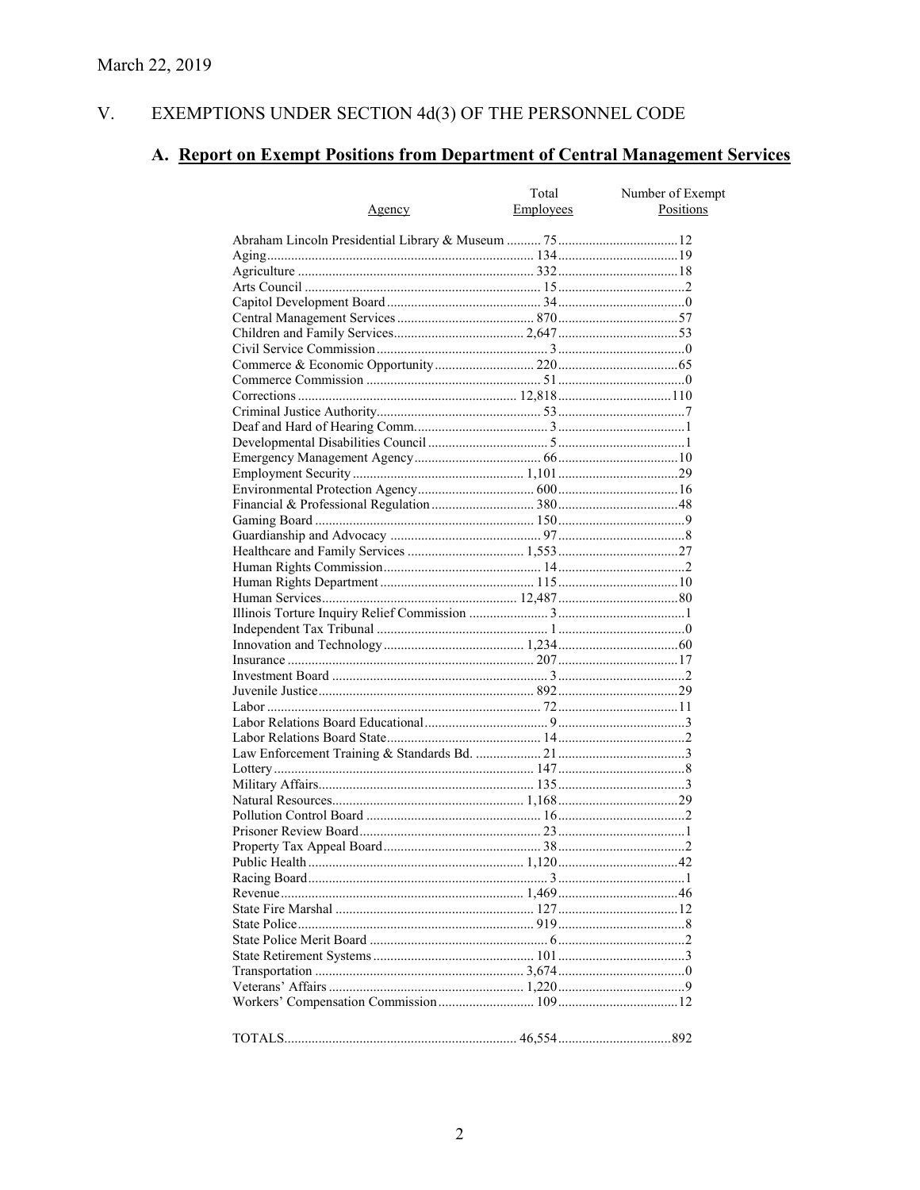March 22, 2019

## V. EXEMPTIONS UNDER SECTION 4d(3) OF THE PERSONNEL CODE

### A. Report on Exempt Positions from Department of Central Management Services

| Agency | Total Employees | Number of Exempt Positions |
|---|---|---|
| Abraham Lincoln Presidential Library & Museum | 75 | 12 |
| Aging | 134 | 19 |
| Agriculture | 332 | 18 |
| Arts Council | 15 | 2 |
| Capitol Development Board | 34 | 0 |
| Central Management Services | 870 | 57 |
| Children and Family Services | 2,647 | 53 |
| Civil Service Commission | 3 | 0 |
| Commerce & Economic Opportunity | 220 | 65 |
| Commerce Commission | 51 | 0 |
| Corrections | 12,818 | 110 |
| Criminal Justice Authority | 53 | 7 |
| Deaf and Hard of Hearing Comm. | 3 | 1 |
| Developmental Disabilities Council | 5 | 1 |
| Emergency Management Agency | 66 | 10 |
| Employment Security | 1,101 | 29 |
| Environmental Protection Agency | 600 | 16 |
| Financial & Professional Regulation | 380 | 48 |
| Gaming Board | 150 | 9 |
| Guardianship and Advocacy | 97 | 8 |
| Healthcare and Family Services | 1,553 | 27 |
| Human Rights Commission | 14 | 2 |
| Human Rights Department | 115 | 10 |
| Human Services | 12,487 | 80 |
| Illinois Torture Inquiry Relief Commission | 3 | 1 |
| Independent Tax Tribunal | 1 | 0 |
| Innovation and Technology | 1,234 | 60 |
| Insurance | 207 | 17 |
| Investment Board | 3 | 2 |
| Juvenile Justice | 892 | 29 |
| Labor | 72 | 11 |
| Labor Relations Board Educational | 9 | 3 |
| Labor Relations Board State | 14 | 2 |
| Law Enforcement Training & Standards Bd. | 21 | 3 |
| Lottery | 147 | 8 |
| Military Affairs | 135 | 3 |
| Natural Resources | 1,168 | 29 |
| Pollution Control Board | 16 | 2 |
| Prisoner Review Board | 23 | 1 |
| Property Tax Appeal Board | 38 | 2 |
| Public Health | 1,120 | 42 |
| Racing Board | 3 | 1 |
| Revenue | 1,469 | 46 |
| State Fire Marshal | 127 | 12 |
| State Police | 919 | 8 |
| State Police Merit Board | 6 | 2 |
| State Retirement Systems | 101 | 3 |
| Transportation | 3,674 | 0 |
| Veterans' Affairs | 1,220 | 9 |
| Workers' Compensation Commission | 109 | 12 |
| TOTALS | 46,554 | 892 |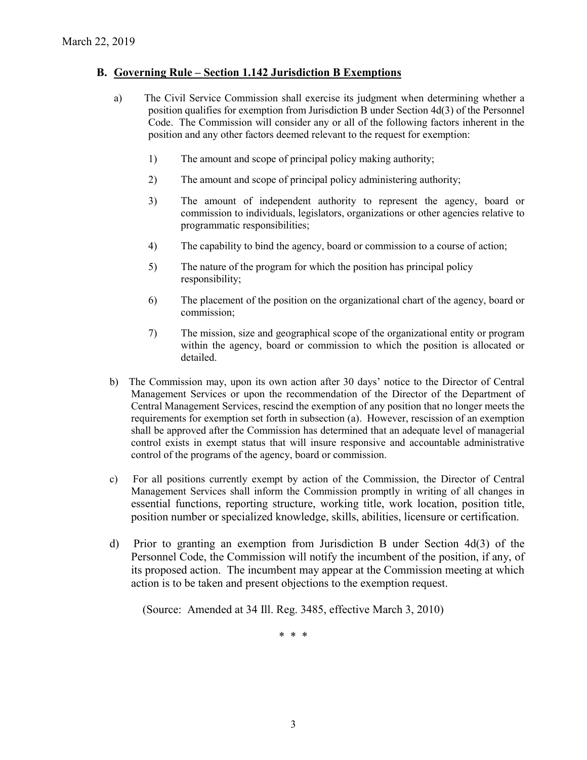## B. Governing Rule – Section 1.142 Jurisdiction B Exemptions

a) The Civil Service Commission shall exercise its judgment when determining whether a position qualifies for exemption from Jurisdiction B under Section 4d(3) of the Personnel Code. The Commission will consider any or all of the following factors inherent in the position and any other factors deemed relevant to the request for exemption:

1) The amount and scope of principal policy making authority;

2) The amount and scope of principal policy administering authority;

3) The amount of independent authority to represent the agency, board or commission to individuals, legislators, organizations or other agencies relative to programmatic responsibilities;

4) The capability to bind the agency, board or commission to a course of action;

5) The nature of the program for which the position has principal policy responsibility;

6) The placement of the position on the organizational chart of the agency, board or commission;

7) The mission, size and geographical scope of the organizational entity or program within the agency, board or commission to which the position is allocated or detailed.

b) The Commission may, upon its own action after 30 days' notice to the Director of Central Management Services or upon the recommendation of the Director of the Department of Central Management Services, rescind the exemption of any position that no longer meets the requirements for exemption set forth in subsection (a). However, rescission of an exemption shall be approved after the Commission has determined that an adequate level of managerial control exists in exempt status that will insure responsive and accountable administrative control of the programs of the agency, board or commission.

c) For all positions currently exempt by action of the Commission, the Director of Central Management Services shall inform the Commission promptly in writing of all changes in essential functions, reporting structure, working title, work location, position title, position number or specialized knowledge, skills, abilities, licensure or certification.

d) Prior to granting an exemption from Jurisdiction B under Section 4d(3) of the Personnel Code, the Commission will notify the incumbent of the position, if any, of its proposed action. The incumbent may appear at the Commission meeting at which action is to be taken and present objections to the exemption request.

(Source: Amended at 34 Ill. Reg. 3485, effective March 3, 2010)

\* \* \*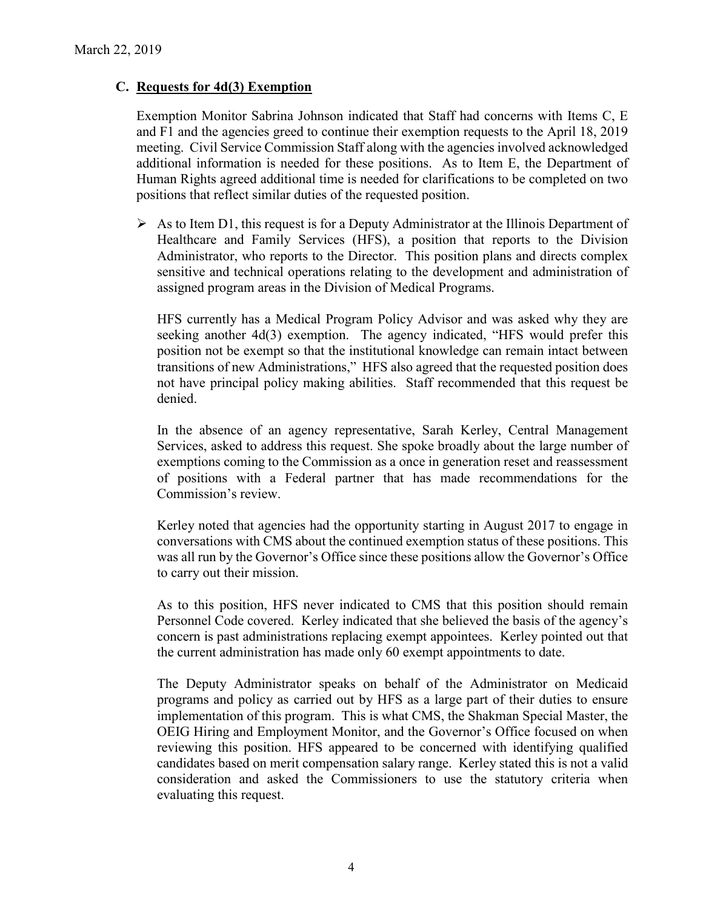March 22, 2019

### C. Requests for 4d(3) Exemption

Exemption Monitor Sabrina Johnson indicated that Staff had concerns with Items C, E and F1 and the agencies greed to continue their exemption requests to the April 18, 2019 meeting. Civil Service Commission Staff along with the agencies involved acknowledged additional information is needed for these positions. As to Item E, the Department of Human Rights agreed additional time is needed for clarifications to be completed on two positions that reflect similar duties of the requested position.

- As to Item D1, this request is for a Deputy Administrator at the Illinois Department of Healthcare and Family Services (HFS), a position that reports to the Division Administrator, who reports to the Director. This position plans and directs complex sensitive and technical operations relating to the development and administration of assigned program areas in the Division of Medical Programs.

  HFS currently has a Medical Program Policy Advisor and was asked why they are seeking another 4d(3) exemption. The agency indicated, "HFS would prefer this position not be exempt so that the institutional knowledge can remain intact between transitions of new Administrations," HFS also agreed that the requested position does not have principal policy making abilities. Staff recommended that this request be denied.

  In the absence of an agency representative, Sarah Kerley, Central Management Services, asked to address this request. She spoke broadly about the large number of exemptions coming to the Commission as a once in generation reset and reassessment of positions with a Federal partner that has made recommendations for the Commission's review.

  Kerley noted that agencies had the opportunity starting in August 2017 to engage in conversations with CMS about the continued exemption status of these positions. This was all run by the Governor's Office since these positions allow the Governor's Office to carry out their mission.

  As to this position, HFS never indicated to CMS that this position should remain Personnel Code covered. Kerley indicated that she believed the basis of the agency's concern is past administrations replacing exempt appointees. Kerley pointed out that the current administration has made only 60 exempt appointments to date.

  The Deputy Administrator speaks on behalf of the Administrator on Medicaid programs and policy as carried out by HFS as a large part of their duties to ensure implementation of this program. This is what CMS, the Shakman Special Master, the OEIG Hiring and Employment Monitor, and the Governor's Office focused on when reviewing this position. HFS appeared to be concerned with identifying qualified candidates based on merit compensation salary range. Kerley stated this is not a valid consideration and asked the Commissioners to use the statutory criteria when evaluating this request.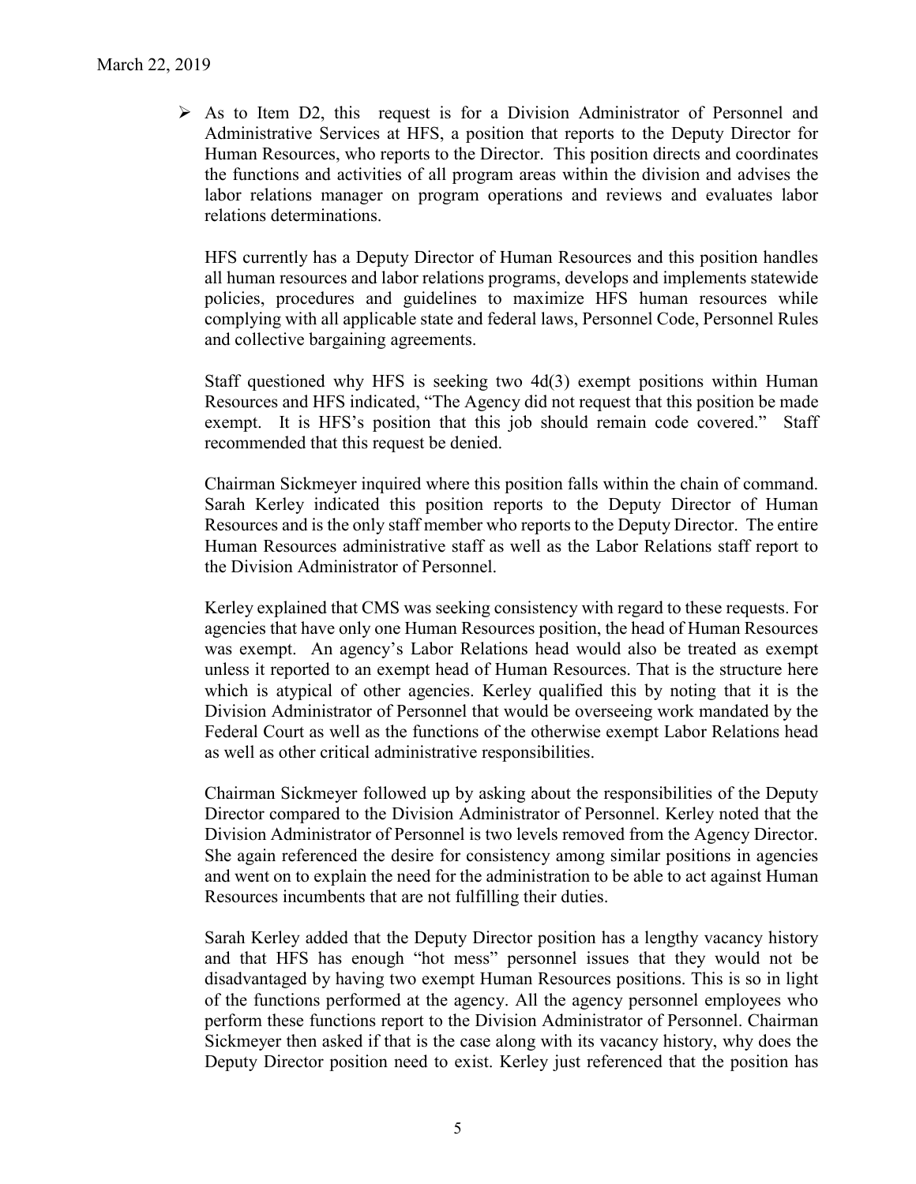- As to Item D2, this request is for a Division Administrator of Personnel and Administrative Services at HFS, a position that reports to the Deputy Director for Human Resources, who reports to the Director. This position directs and coordinates the functions and activities of all program areas within the division and advises the labor relations manager on program operations and reviews and evaluates labor relations determinations.

  HFS currently has a Deputy Director of Human Resources and this position handles all human resources and labor relations programs, develops and implements statewide policies, procedures and guidelines to maximize HFS human resources while complying with all applicable state and federal laws, Personnel Code, Personnel Rules and collective bargaining agreements.

  Staff questioned why HFS is seeking two 4d(3) exempt positions within Human Resources and HFS indicated, "The Agency did not request that this position be made exempt. It is HFS's position that this job should remain code covered." Staff recommended that this request be denied.

  Chairman Sickmeyer inquired where this position falls within the chain of command. Sarah Kerley indicated this position reports to the Deputy Director of Human Resources and is the only staff member who reports to the Deputy Director. The entire Human Resources administrative staff as well as the Labor Relations staff report to the Division Administrator of Personnel.

  Kerley explained that CMS was seeking consistency with regard to these requests. For agencies that have only one Human Resources position, the head of Human Resources was exempt. An agency's Labor Relations head would also be treated as exempt unless it reported to an exempt head of Human Resources. That is the structure here which is atypical of other agencies. Kerley qualified this by noting that it is the Division Administrator of Personnel that would be overseeing work mandated by the Federal Court as well as the functions of the otherwise exempt Labor Relations head as well as other critical administrative responsibilities.

  Chairman Sickmeyer followed up by asking about the responsibilities of the Deputy Director compared to the Division Administrator of Personnel. Kerley noted that the Division Administrator of Personnel is two levels removed from the Agency Director. She again referenced the desire for consistency among similar positions in agencies and went on to explain the need for the administration to be able to act against Human Resources incumbents that are not fulfilling their duties.

  Sarah Kerley added that the Deputy Director position has a lengthy vacancy history and that HFS has enough "hot mess" personnel issues that they would not be disadvantaged by having two exempt Human Resources positions. This is so in light of the functions performed at the agency. All the agency personnel employees who perform these functions report to the Division Administrator of Personnel. Chairman Sickmeyer then asked if that is the case along with its vacancy history, why does the Deputy Director position need to exist. Kerley just referenced that the position has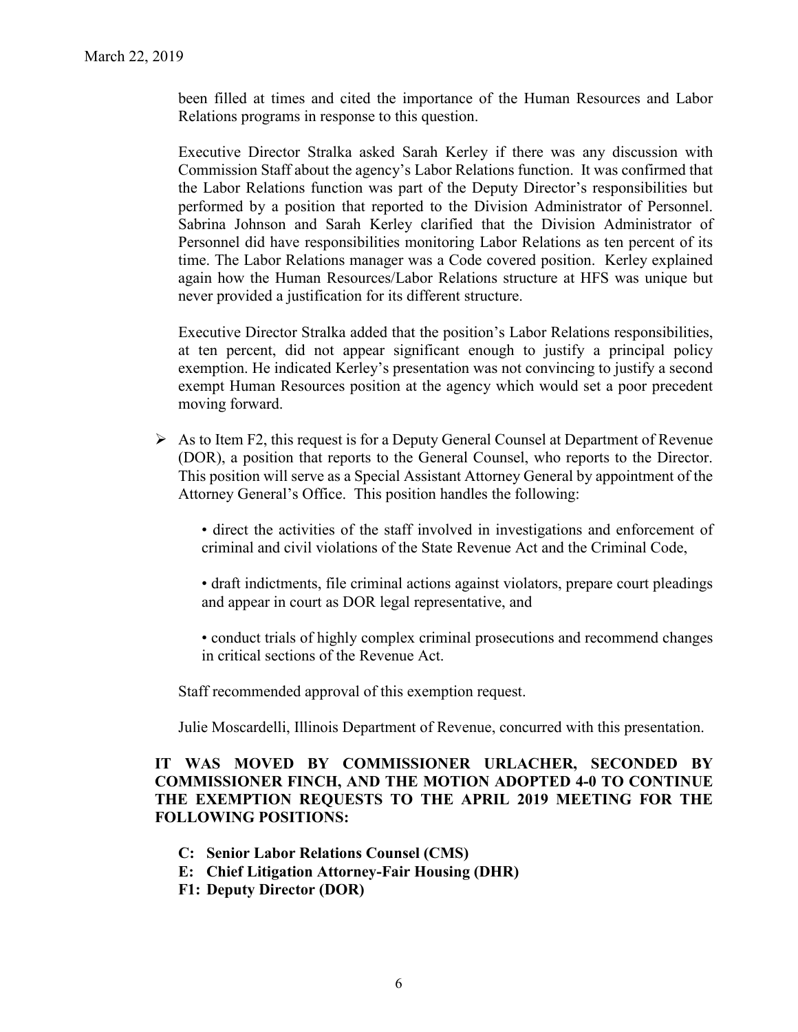been filled at times and cited the importance of the Human Resources and Labor Relations programs in response to this question.

Executive Director Stralka asked Sarah Kerley if there was any discussion with Commission Staff about the agency's Labor Relations function. It was confirmed that the Labor Relations function was part of the Deputy Director's responsibilities but performed by a position that reported to the Division Administrator of Personnel. Sabrina Johnson and Sarah Kerley clarified that the Division Administrator of Personnel did have responsibilities monitoring Labor Relations as ten percent of its time. The Labor Relations manager was a Code covered position. Kerley explained again how the Human Resources/Labor Relations structure at HFS was unique but never provided a justification for its different structure.

Executive Director Stralka added that the position's Labor Relations responsibilities, at ten percent, did not appear significant enough to justify a principal policy exemption. He indicated Kerley's presentation was not convincing to justify a second exempt Human Resources position at the agency which would set a poor precedent moving forward.

- As to Item F2, this request is for a Deputy General Counsel at Department of Revenue (DOR), a position that reports to the General Counsel, who reports to the Director. This position will serve as a Special Assistant Attorney General by appointment of the Attorney General's Office. This position handles the following:

  - direct the activities of the staff involved in investigations and enforcement of criminal and civil violations of the State Revenue Act and the Criminal Code,

  - draft indictments, file criminal actions against violators, prepare court pleadings and appear in court as DOR legal representative, and

  - conduct trials of highly complex criminal prosecutions and recommend changes in critical sections of the Revenue Act.

  Staff recommended approval of this exemption request.

  Julie Moscardelli, Illinois Department of Revenue, concurred with this presentation.

**IT WAS MOVED BY COMMISSIONER URLACHER, SECONDED BY COMMISSIONER FINCH, AND THE MOTION ADOPTED 4-0 TO CONTINUE THE EXEMPTION REQUESTS TO THE APRIL 2019 MEETING FOR THE FOLLOWING POSITIONS:**

**C: Senior Labor Relations Counsel (CMS)**
**E: Chief Litigation Attorney-Fair Housing (DHR)**
**F1: Deputy Director (DOR)**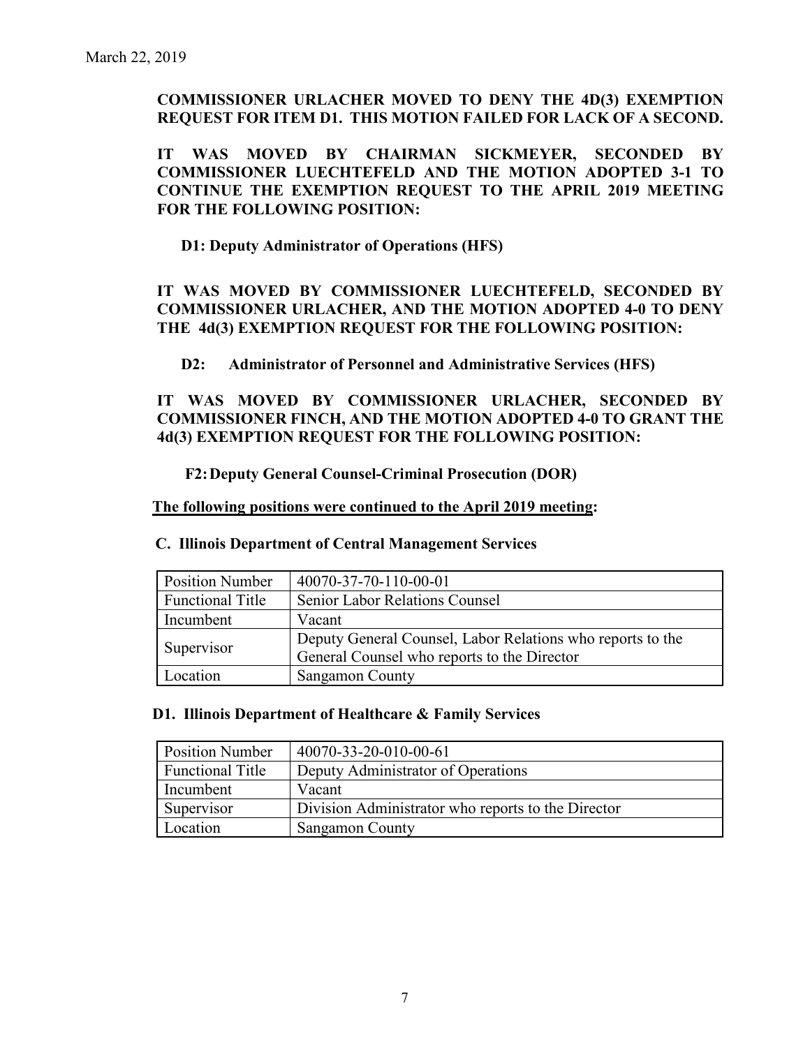March 22, 2019

**COMMISSIONER URLACHER MOVED TO DENY THE 4D(3) EXEMPTION REQUEST FOR ITEM D1. THIS MOTION FAILED FOR LACK OF A SECOND.**

**IT WAS MOVED BY CHAIRMAN SICKMEYER, SECONDED BY COMMISSIONER LUECHTEFELD AND THE MOTION ADOPTED 3-1 TO CONTINUE THE EXEMPTION REQUEST TO THE APRIL 2019 MEETING FOR THE FOLLOWING POSITION:**

**D1: Deputy Administrator of Operations (HFS)**

**IT WAS MOVED BY COMMISSIONER LUECHTEFELD, SECONDED BY COMMISSIONER URLACHER, AND THE MOTION ADOPTED 4-0 TO DENY THE 4d(3) EXEMPTION REQUEST FOR THE FOLLOWING POSITION:**

**D2: Administrator of Personnel and Administrative Services (HFS)**

**IT WAS MOVED BY COMMISSIONER URLACHER, SECONDED BY COMMISSIONER FINCH, AND THE MOTION ADOPTED 4-0 TO GRANT THE 4d(3) EXEMPTION REQUEST FOR THE FOLLOWING POSITION:**

**F2: Deputy General Counsel-Criminal Prosecution (DOR)**

**The following positions were continued to the April 2019 meeting:**

**C. Illinois Department of Central Management Services**

| Position Number | 40070-37-70-110-00-01 |
|---|---|
| Functional Title | Senior Labor Relations Counsel |
| Incumbent | Vacant |
| Supervisor | Deputy General Counsel, Labor Relations who reports to the General Counsel who reports to the Director |
| Location | Sangamon County |

**D1. Illinois Department of Healthcare & Family Services**

| Position Number | 40070-33-20-010-00-61 |
|---|---|
| Functional Title | Deputy Administrator of Operations |
| Incumbent | Vacant |
| Supervisor | Division Administrator who reports to the Director |
| Location | Sangamon County |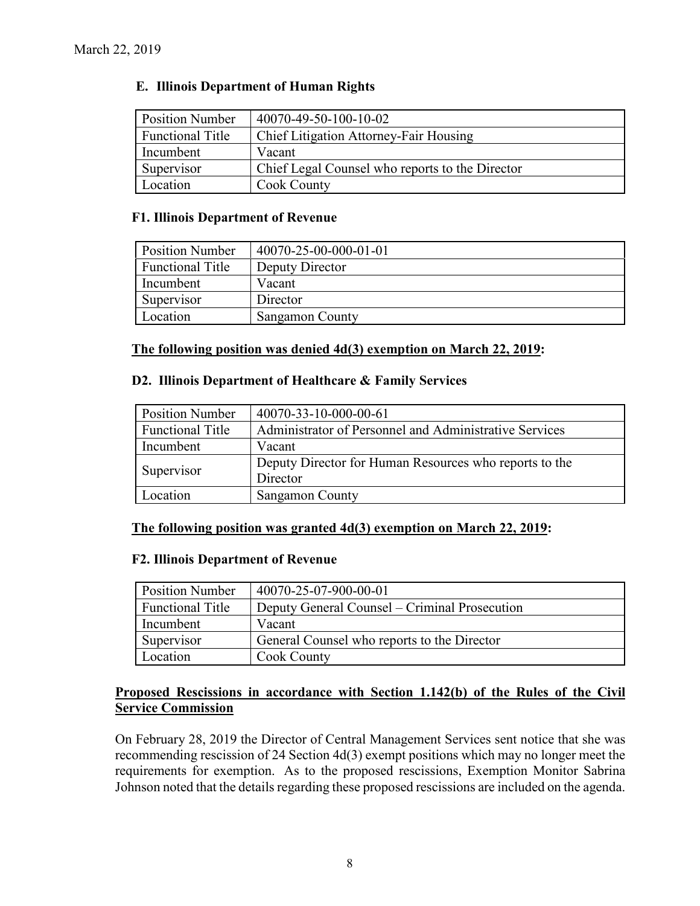### E. Illinois Department of Human Rights

| Position Number | 40070-49-50-100-10-02 |
|---|---|
| Functional Title | Chief Litigation Attorney-Fair Housing |
| Incumbent | Vacant |
| Supervisor | Chief Legal Counsel who reports to the Director |
| Location | Cook County |

### F1. Illinois Department of Revenue

| Position Number | 40070-25-00-000-01-01 |
|---|---|
| Functional Title | Deputy Director |
| Incumbent | Vacant |
| Supervisor | Director |
| Location | Sangamon County |

**The following position was denied 4d(3) exemption on March 22, 2019:**

### D2. Illinois Department of Healthcare & Family Services

| Position Number | 40070-33-10-000-00-61 |
|---|---|
| Functional Title | Administrator of Personnel and Administrative Services |
| Incumbent | Vacant |
| Supervisor | Deputy Director for Human Resources who reports to the Director |
| Location | Sangamon County |

**The following position was granted 4d(3) exemption on March 22, 2019:**

### F2. Illinois Department of Revenue

| Position Number | 40070-25-07-900-00-01 |
|---|---|
| Functional Title | Deputy General Counsel – Criminal Prosecution |
| Incumbent | Vacant |
| Supervisor | General Counsel who reports to the Director |
| Location | Cook County |

**Proposed Rescissions in accordance with Section 1.142(b) of the Rules of the Civil Service Commission**

On February 28, 2019 the Director of Central Management Services sent notice that she was recommending rescission of 24 Section 4d(3) exempt positions which may no longer meet the requirements for exemption. As to the proposed rescissions, Exemption Monitor Sabrina Johnson noted that the details regarding these proposed rescissions are included on the agenda.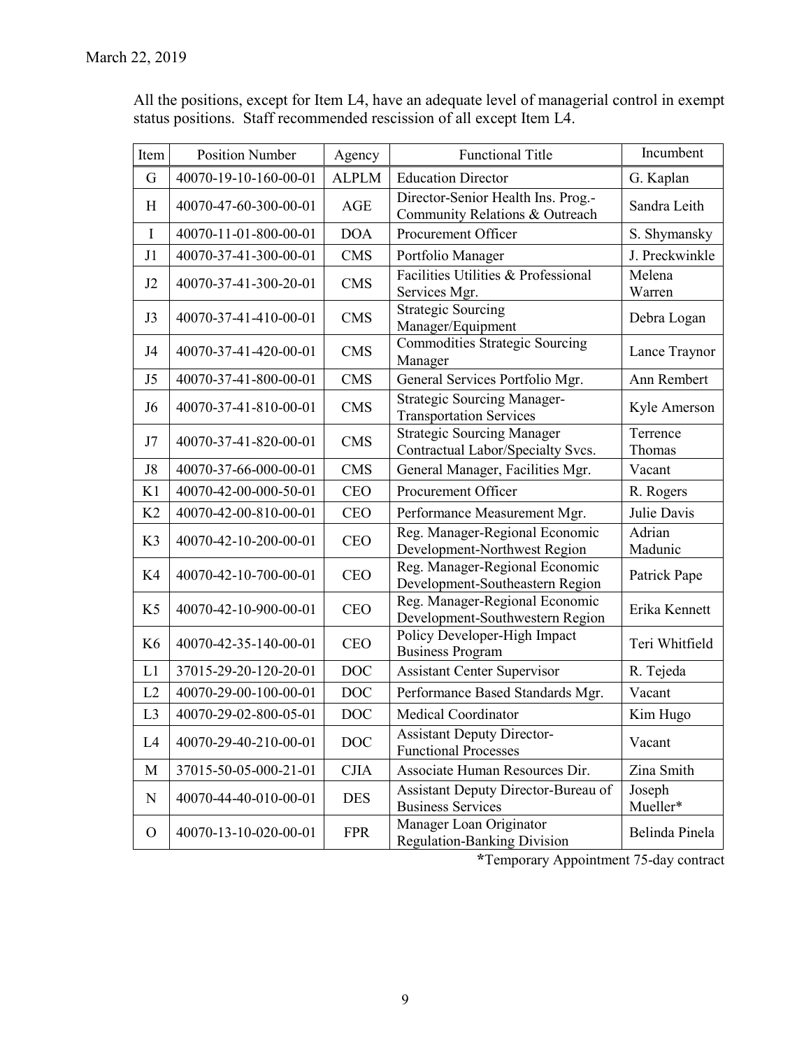March 22, 2019

All the positions, except for Item L4, have an adequate level of managerial control in exempt status positions. Staff recommended rescission of all except Item L4.

| Item | Position Number | Agency | Functional Title | Incumbent |
|---|---|---|---|---|
| G | 40070-19-10-160-00-01 | ALPLM | Education Director | G. Kaplan |
| H | 40070-47-60-300-00-01 | AGE | Director-Senior Health Ins. Prog.-Community Relations & Outreach | Sandra Leith |
| I | 40070-11-01-800-00-01 | DOA | Procurement Officer | S. Shymansky |
| J1 | 40070-37-41-300-00-01 | CMS | Portfolio Manager | J. Preckwinkle |
| J2 | 40070-37-41-300-20-01 | CMS | Facilities Utilities & Professional Services Mgr. | Melena Warren |
| J3 | 40070-37-41-410-00-01 | CMS | Strategic Sourcing Manager/Equipment | Debra Logan |
| J4 | 40070-37-41-420-00-01 | CMS | Commodities Strategic Sourcing Manager | Lance Traynor |
| J5 | 40070-37-41-800-00-01 | CMS | General Services Portfolio Mgr. | Ann Rembert |
| J6 | 40070-37-41-810-00-01 | CMS | Strategic Sourcing Manager-Transportation Services | Kyle Amerson |
| J7 | 40070-37-41-820-00-01 | CMS | Strategic Sourcing Manager Contractual Labor/Specialty Svcs. | Terrence Thomas |
| J8 | 40070-37-66-000-00-01 | CMS | General Manager, Facilities Mgr. | Vacant |
| K1 | 40070-42-00-000-50-01 | CEO | Procurement Officer | R. Rogers |
| K2 | 40070-42-00-810-00-01 | CEO | Performance Measurement Mgr. | Julie Davis |
| K3 | 40070-42-10-200-00-01 | CEO | Reg. Manager-Regional Economic Development-Northwest Region | Adrian Madunic |
| K4 | 40070-42-10-700-00-01 | CEO | Reg. Manager-Regional Economic Development-Southeastern Region | Patrick Pape |
| K5 | 40070-42-10-900-00-01 | CEO | Reg. Manager-Regional Economic Development-Southwestern Region | Erika Kennett |
| K6 | 40070-42-35-140-00-01 | CEO | Policy Developer-High Impact Business Program | Teri Whitfield |
| L1 | 37015-29-20-120-20-01 | DOC | Assistant Center Supervisor | R. Tejeda |
| L2 | 40070-29-00-100-00-01 | DOC | Performance Based Standards Mgr. | Vacant |
| L3 | 40070-29-02-800-05-01 | DOC | Medical Coordinator | Kim Hugo |
| L4 | 40070-29-40-210-00-01 | DOC | Assistant Deputy Director-Functional Processes | Vacant |
| M | 37015-50-05-000-21-01 | CJIA | Associate Human Resources Dir. | Zina Smith |
| N | 40070-44-40-010-00-01 | DES | Assistant Deputy Director-Bureau of Business Services | Joseph Mueller* |
| O | 40070-13-10-020-00-01 | FPR | Manager Loan Originator Regulation-Banking Division | Belinda Pinela |

*Temporary Appointment 75-day contract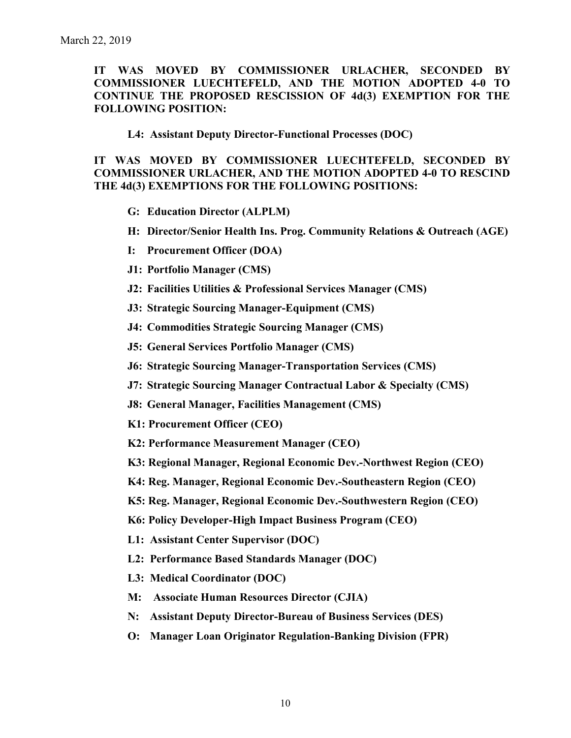**IT WAS MOVED BY COMMISSIONER URLACHER, SECONDED BY COMMISSIONER LUECHTEFELD, AND THE MOTION ADOPTED 4-0 TO CONTINUE THE PROPOSED RESCISSION OF 4d(3) EXEMPTION FOR THE FOLLOWING POSITION:**

**L4: Assistant Deputy Director-Functional Processes (DOC)**

**IT WAS MOVED BY COMMISSIONER LUECHTEFELD, SECONDED BY COMMISSIONER URLACHER, AND THE MOTION ADOPTED 4-0 TO RESCIND THE 4d(3) EXEMPTIONS FOR THE FOLLOWING POSITIONS:**

**G: Education Director (ALPLM)**

**H: Director/Senior Health Ins. Prog. Community Relations & Outreach (AGE)**

**I: Procurement Officer (DOA)**

**J1: Portfolio Manager (CMS)**

**J2: Facilities Utilities & Professional Services Manager (CMS)**

**J3: Strategic Sourcing Manager-Equipment (CMS)**

**J4: Commodities Strategic Sourcing Manager (CMS)**

**J5: General Services Portfolio Manager (CMS)**

**J6: Strategic Sourcing Manager-Transportation Services (CMS)**

**J7: Strategic Sourcing Manager Contractual Labor & Specialty (CMS)**

**J8: General Manager, Facilities Management (CMS)**

**K1: Procurement Officer (CEO)**

**K2: Performance Measurement Manager (CEO)**

**K3: Regional Manager, Regional Economic Dev.-Northwest Region (CEO)**

**K4: Reg. Manager, Regional Economic Dev.-Southeastern Region (CEO)**

**K5: Reg. Manager, Regional Economic Dev.-Southwestern Region (CEO)**

**K6: Policy Developer-High Impact Business Program (CEO)**

**L1: Assistant Center Supervisor (DOC)**

**L2: Performance Based Standards Manager (DOC)**

**L3: Medical Coordinator (DOC)**

**M: Associate Human Resources Director (CJIA)**

**N: Assistant Deputy Director-Bureau of Business Services (DES)**

**O: Manager Loan Originator Regulation-Banking Division (FPR)**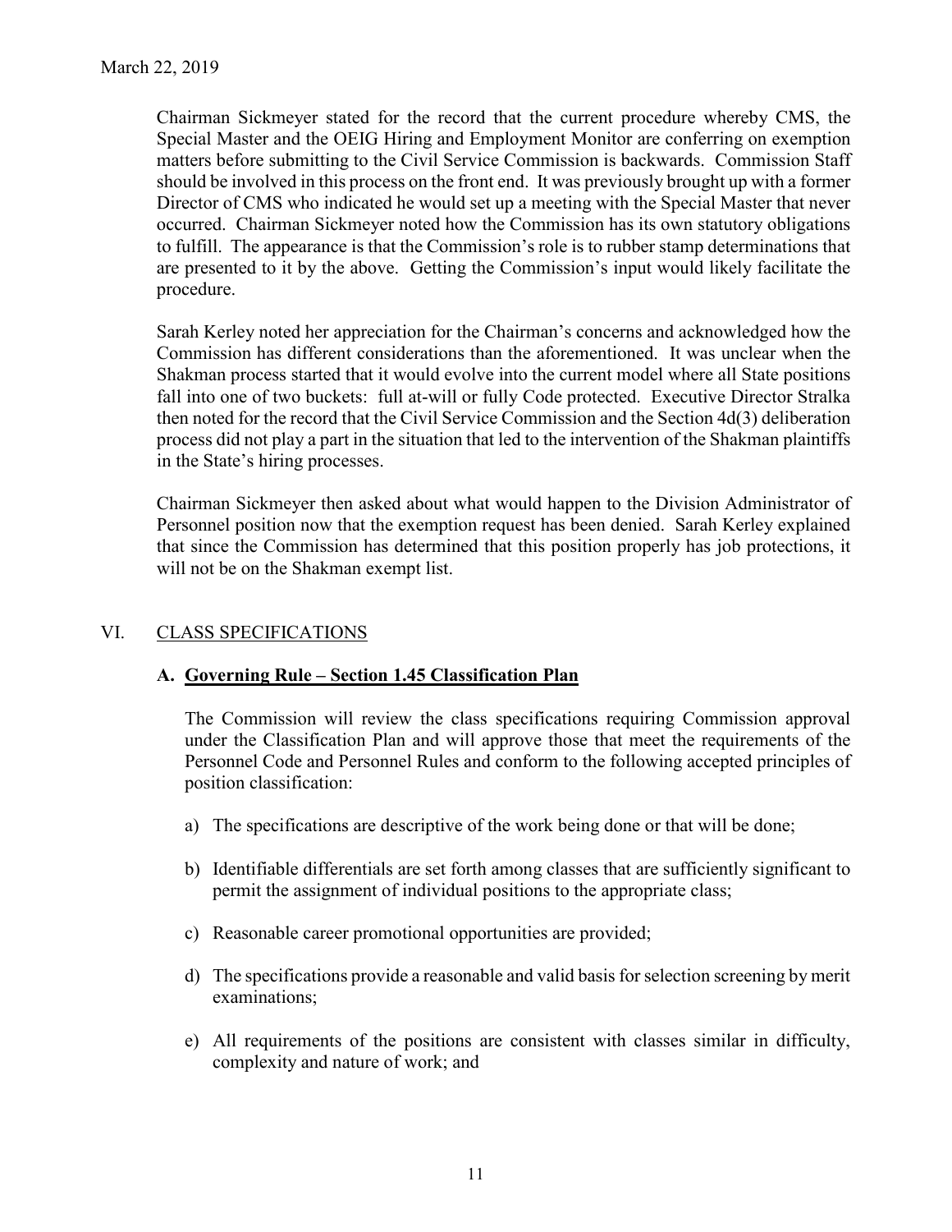Chairman Sickmeyer stated for the record that the current procedure whereby CMS, the Special Master and the OEIG Hiring and Employment Monitor are conferring on exemption matters before submitting to the Civil Service Commission is backwards. Commission Staff should be involved in this process on the front end. It was previously brought up with a former Director of CMS who indicated he would set up a meeting with the Special Master that never occurred. Chairman Sickmeyer noted how the Commission has its own statutory obligations to fulfill. The appearance is that the Commission's role is to rubber stamp determinations that are presented to it by the above. Getting the Commission's input would likely facilitate the procedure.

Sarah Kerley noted her appreciation for the Chairman's concerns and acknowledged how the Commission has different considerations than the aforementioned. It was unclear when the Shakman process started that it would evolve into the current model where all State positions fall into one of two buckets: full at-will or fully Code protected. Executive Director Stralka then noted for the record that the Civil Service Commission and the Section 4d(3) deliberation process did not play a part in the situation that led to the intervention of the Shakman plaintiffs in the State's hiring processes.

Chairman Sickmeyer then asked about what would happen to the Division Administrator of Personnel position now that the exemption request has been denied. Sarah Kerley explained that since the Commission has determined that this position properly has job protections, it will not be on the Shakman exempt list.

## VI. CLASS SPECIFICATIONS

### A. Governing Rule – Section 1.45 Classification Plan

The Commission will review the class specifications requiring Commission approval under the Classification Plan and will approve those that meet the requirements of the Personnel Code and Personnel Rules and conform to the following accepted principles of position classification:

a) The specifications are descriptive of the work being done or that will be done;

b) Identifiable differentials are set forth among classes that are sufficiently significant to permit the assignment of individual positions to the appropriate class;

c) Reasonable career promotional opportunities are provided;

d) The specifications provide a reasonable and valid basis for selection screening by merit examinations;

e) All requirements of the positions are consistent with classes similar in difficulty, complexity and nature of work; and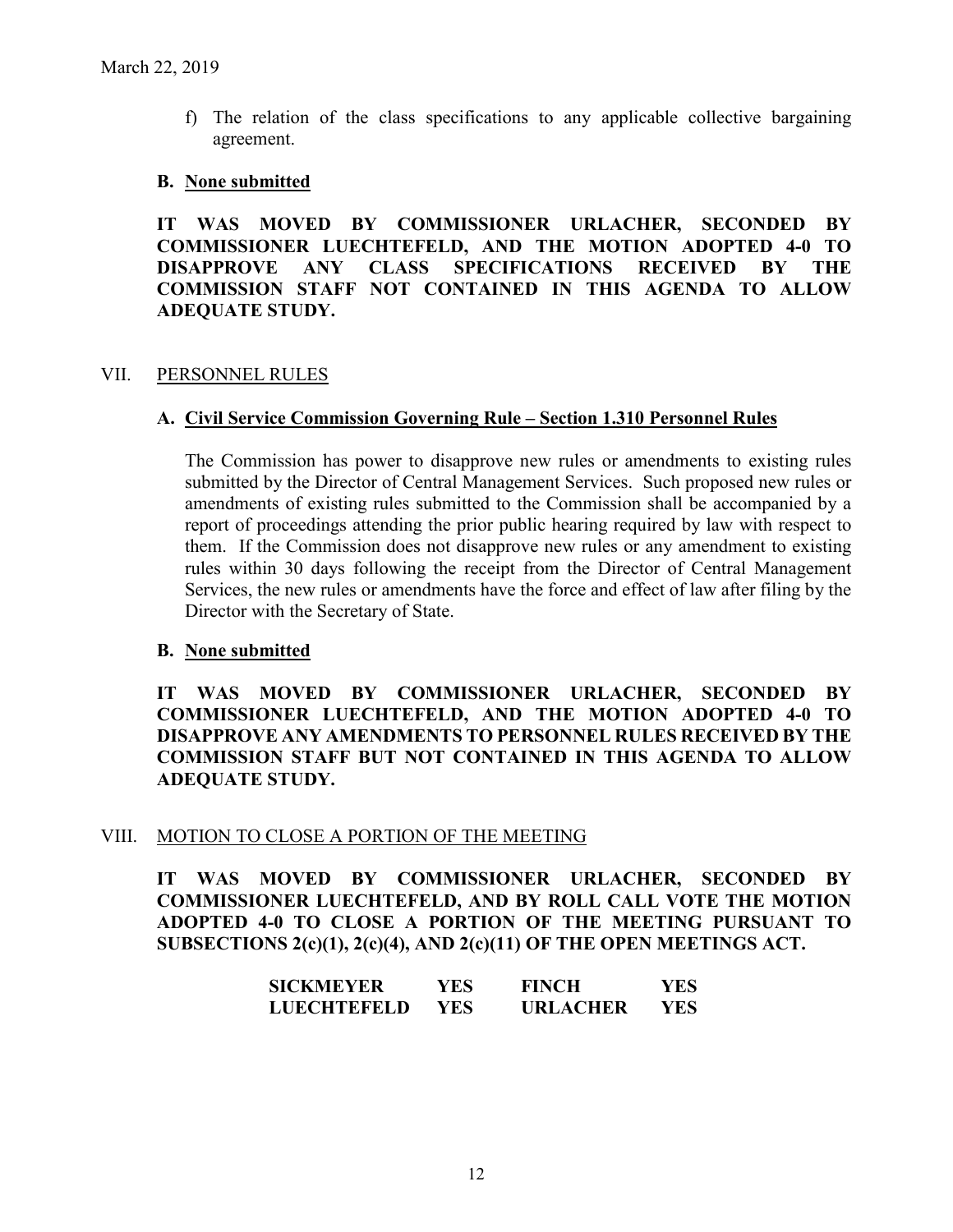f) The relation of the class specifications to any applicable collective bargaining agreement.

**B. None submitted**

**IT WAS MOVED BY COMMISSIONER URLACHER, SECONDED BY COMMISSIONER LUECHTEFELD, AND THE MOTION ADOPTED 4-0 TO DISAPPROVE ANY CLASS SPECIFICATIONS RECEIVED BY THE COMMISSION STAFF NOT CONTAINED IN THIS AGENDA TO ALLOW ADEQUATE STUDY.**

## VII. PERSONNEL RULES

### A. Civil Service Commission Governing Rule – Section 1.310 Personnel Rules

The Commission has power to disapprove new rules or amendments to existing rules submitted by the Director of Central Management Services. Such proposed new rules or amendments of existing rules submitted to the Commission shall be accompanied by a report of proceedings attending the prior public hearing required by law with respect to them. If the Commission does not disapprove new rules or any amendment to existing rules within 30 days following the receipt from the Director of Central Management Services, the new rules or amendments have the force and effect of law after filing by the Director with the Secretary of State.

**B. None submitted**

**IT WAS MOVED BY COMMISSIONER URLACHER, SECONDED BY COMMISSIONER LUECHTEFELD, AND THE MOTION ADOPTED 4-0 TO DISAPPROVE ANY AMENDMENTS TO PERSONNEL RULES RECEIVED BY THE COMMISSION STAFF BUT NOT CONTAINED IN THIS AGENDA TO ALLOW ADEQUATE STUDY.**

## VIII. MOTION TO CLOSE A PORTION OF THE MEETING

**IT WAS MOVED BY COMMISSIONER URLACHER, SECONDED BY COMMISSIONER LUECHTEFELD, AND BY ROLL CALL VOTE THE MOTION ADOPTED 4-0 TO CLOSE A PORTION OF THE MEETING PURSUANT TO SUBSECTIONS 2(c)(1), 2(c)(4), AND 2(c)(11) OF THE OPEN MEETINGS ACT.**

| | | | |
|---|---|---|---|
| **SICKMEYER** | **YES** | **FINCH** | **YES** |
| **LUECHTEFELD** | **YES** | **URLACHER** | **YES** |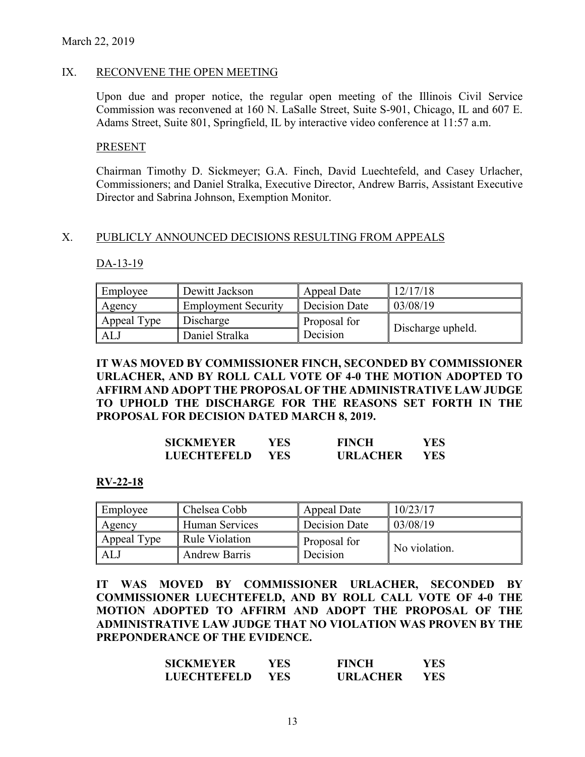March 22, 2019

## IX. RECONVENE THE OPEN MEETING

Upon due and proper notice, the regular open meeting of the Illinois Civil Service Commission was reconvened at 160 N. LaSalle Street, Suite S-901, Chicago, IL and 607 E. Adams Street, Suite 801, Springfield, IL by interactive video conference at 11:57 a.m.

### PRESENT

Chairman Timothy D. Sickmeyer; G.A. Finch, David Luechtefeld, and Casey Urlacher, Commissioners; and Daniel Stralka, Executive Director, Andrew Barris, Assistant Executive Director and Sabrina Johnson, Exemption Monitor.

## X. PUBLICLY ANNOUNCED DECISIONS RESULTING FROM APPEALS

DA-13-19

| Employee | Dewitt Jackson | Appeal Date | 12/17/18 |
|---|---|---|---|
| Agency | Employment Security | Decision Date | 03/08/19 |
| Appeal Type | Discharge | Proposal for Decision | Discharge upheld. |
| ALJ | Daniel Stralka | | |

**IT WAS MOVED BY COMMISSIONER FINCH, SECONDED BY COMMISSIONER URLACHER, AND BY ROLL CALL VOTE OF 4-0 THE MOTION ADOPTED TO AFFIRM AND ADOPT THE PROPOSAL OF THE ADMINISTRATIVE LAW JUDGE TO UPHOLD THE DISCHARGE FOR THE REASONS SET FORTH IN THE PROPOSAL FOR DECISION DATED MARCH 8, 2019.**

| | | | |
|---|---|---|---|
| **SICKMEYER** | **YES** | **FINCH** | **YES** |
| **LUECHTEFELD** | **YES** | **URLACHER** | **YES** |

**RV-22-18**

| Employee | Chelsea Cobb | Appeal Date | 10/23/17 |
|---|---|---|---|
| Agency | Human Services | Decision Date | 03/08/19 |
| Appeal Type | Rule Violation | Proposal for Decision | No violation. |
| ALJ | Andrew Barris | | |

**IT WAS MOVED BY COMMISSIONER URLACHER, SECONDED BY COMMISSIONER LUECHTEFELD, AND BY ROLL CALL VOTE OF 4-0 THE MOTION ADOPTED TO AFFIRM AND ADOPT THE PROPOSAL OF THE ADMINISTRATIVE LAW JUDGE THAT NO VIOLATION WAS PROVEN BY THE PREPONDERANCE OF THE EVIDENCE.**

| | | | |
|---|---|---|---|
| **SICKMEYER** | **YES** | **FINCH** | **YES** |
| **LUECHTEFELD** | **YES** | **URLACHER** | **YES** |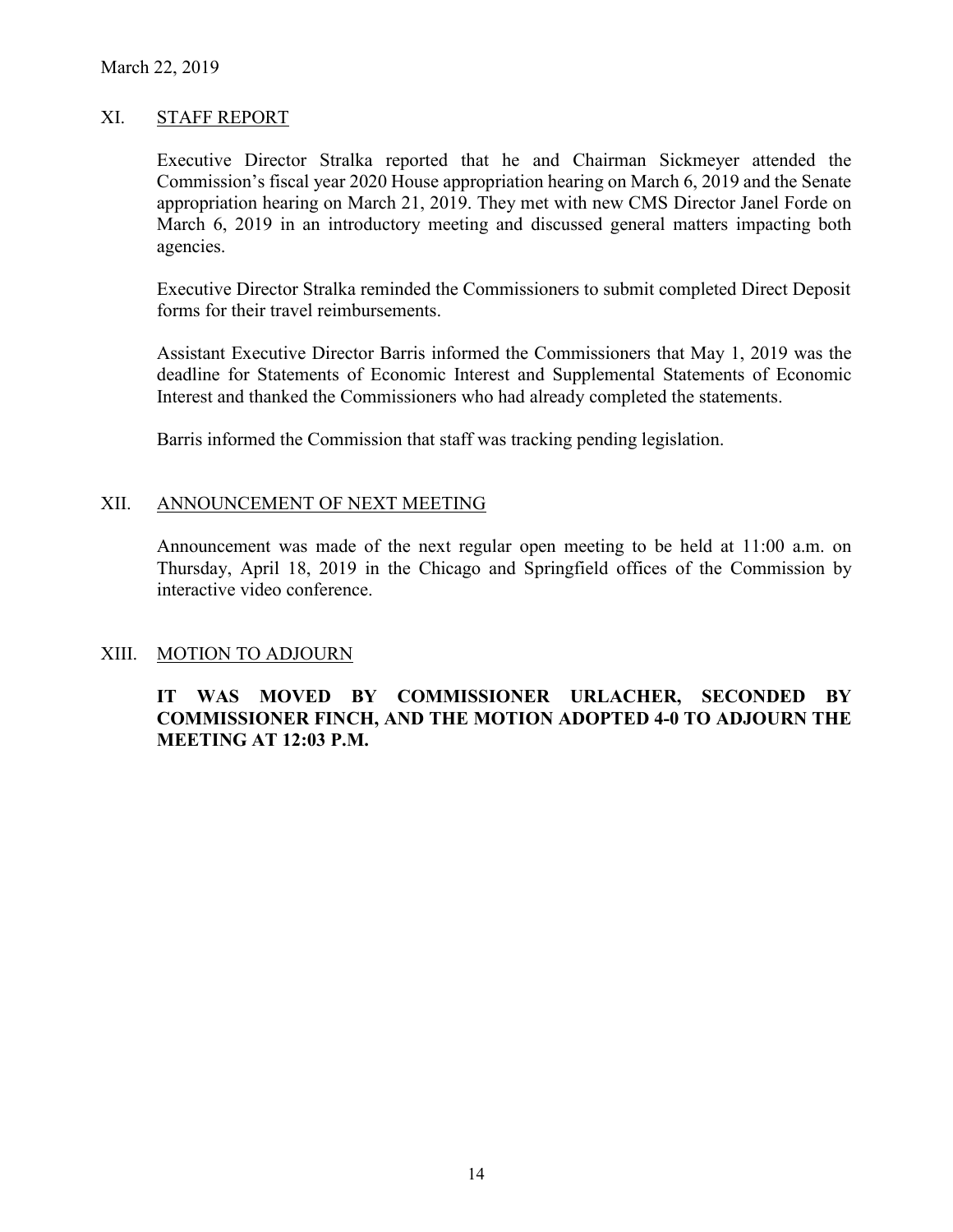## XI. STAFF REPORT

Executive Director Stralka reported that he and Chairman Sickmeyer attended the Commission's fiscal year 2020 House appropriation hearing on March 6, 2019 and the Senate appropriation hearing on March 21, 2019. They met with new CMS Director Janel Forde on March 6, 2019 in an introductory meeting and discussed general matters impacting both agencies.

Executive Director Stralka reminded the Commissioners to submit completed Direct Deposit forms for their travel reimbursements.

Assistant Executive Director Barris informed the Commissioners that May 1, 2019 was the deadline for Statements of Economic Interest and Supplemental Statements of Economic Interest and thanked the Commissioners who had already completed the statements.

Barris informed the Commission that staff was tracking pending legislation.

## XII. ANNOUNCEMENT OF NEXT MEETING

Announcement was made of the next regular open meeting to be held at 11:00 a.m. on Thursday, April 18, 2019 in the Chicago and Springfield offices of the Commission by interactive video conference.

## XIII. MOTION TO ADJOURN

**IT WAS MOVED BY COMMISSIONER URLACHER, SECONDED BY COMMISSIONER FINCH, AND THE MOTION ADOPTED 4-0 TO ADJOURN THE MEETING AT 12:03 P.M.**